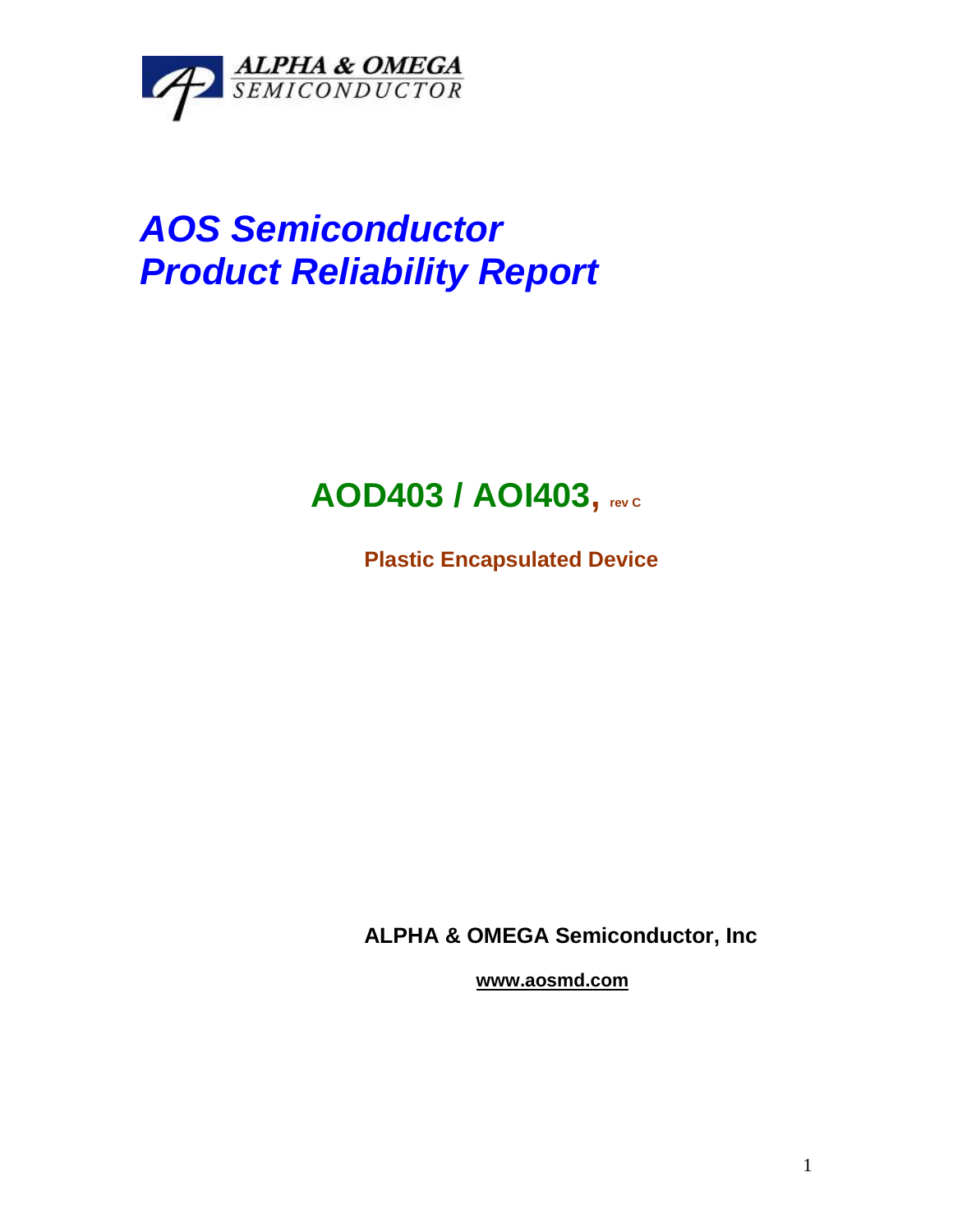ALPHA & OMEGA SEMICONDUCTOR

# *AOS Semiconductor Product Reliability Report*

## AOD403 / AOI403, rev C

**Plastic Encapsulated Device**

**ALPHA & OMEGA Semiconductor, Inc**

**www.aosmd.com**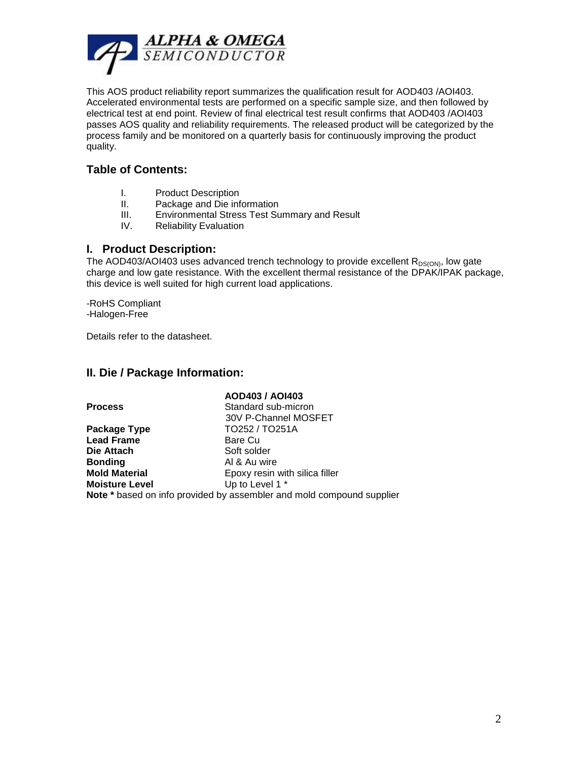This AOS product reliability report summarizes the qualification result for AOD403 /AOI403. Accelerated environmental tests are performed on a specific sample size, and then followed by electrical test at end point. Review of final electrical test result confirms that AOD403 /AOI403 passes AOS quality and reliability requirements. The released product will be categorized by the process family and be monitored on a quarterly basis for continuously improving the product quality.

## Table of Contents:

- I. Product Description
- II. Package and Die information
- III. Environmental Stress Test Summary and Result
- IV. Reliability Evaluation

## I. Product Description:

The AOD403/AOI403 uses advanced trench technology to provide excellent $R_{DS(ON)}$, low gate charge and low gate resistance. With the excellent thermal resistance of the DPAK/IPAK package, this device is well suited for high current load applications.

-RoHS Compliant
-Halogen-Free

Details refer to the datasheet.

## II. Die / Package Information:

| | AOD403 / AOI403 |
|---|---|
| **Process** | Standard sub-micron 30V P-Channel MOSFET |
| **Package Type** | TO252 / TO251A |
| **Lead Frame** | Bare Cu |
| **Die Attach** | Soft solder |
| **Bonding** | Al & Au wire |
| **Mold Material** | Epoxy resin with silica filler |
| **Moisture Level** | Up to Level 1 * |

**Note *** based on info provided by assembler and mold compound supplier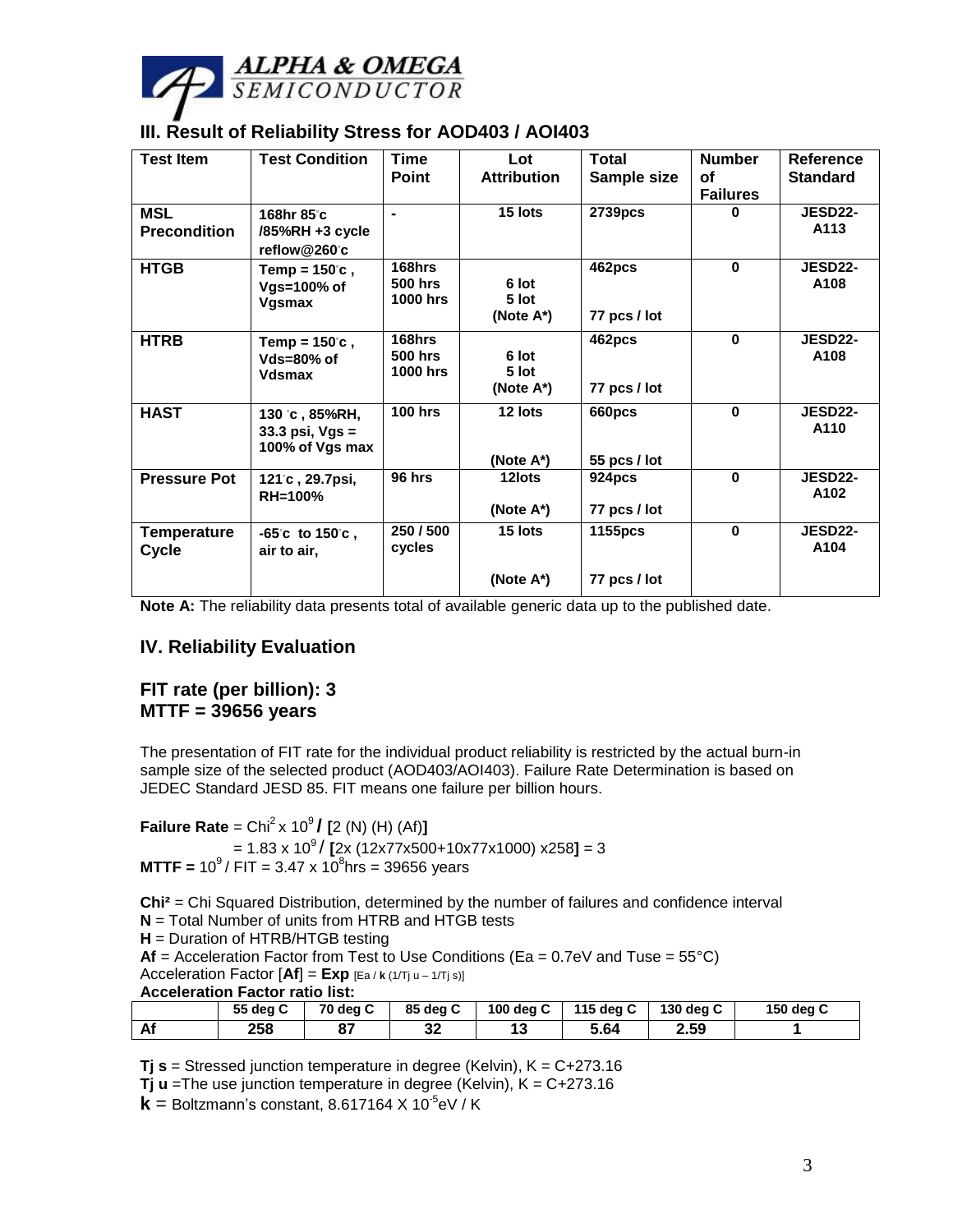## III. Result of Reliability Stress for AOD403 / AOI403

| Test Item | Test Condition | Time Point | Lot Attribution | Total Sample size | Number of Failures | Reference Standard |
|---|---|---|---|---|---|---|
| MSL Precondition | 168hr 85°c /85%RH +3 cycle reflow@260°c | - | 15 lots | 2739pcs | 0 | JESD22-A113 |
| HTGB | Temp = 150°c , Vgs=100% of Vgsmax | 168hrs 500 hrs 1000 hrs | 6 lot 5 lot (Note A*) | 462pcs 77 pcs / lot | 0 | JESD22-A108 |
| HTRB | Temp = 150°c , Vds=80% of Vdsmax | 168hrs 500 hrs 1000 hrs | 6 lot 5 lot (Note A*) | 462pcs 77 pcs / lot | 0 | JESD22-A108 |
| HAST | 130 °c , 85%RH, 33.3 psi, Vgs = 100% of Vgs max | 100 hrs | 12 lots (Note A*) | 660pcs 55 pcs / lot | 0 | JESD22-A110 |
| Pressure Pot | 121°c , 29.7psi, RH=100% | 96 hrs | 12lots (Note A*) | 924pcs 77 pcs / lot | 0 | JESD22-A102 |
| Temperature Cycle | -65°c to 150°c , air to air, | 250 / 500 cycles | 15 lots (Note A*) | 1155pcs 77 pcs / lot | 0 | JESD22-A104 |

**Note A:** The reliability data presents total of available generic data up to the published date.

## IV. Reliability Evaluation

### FIT rate (per billion): 3
### MTTF = 39656 years

The presentation of FIT rate for the individual product reliability is restricted by the actual burn-in sample size of the selected product (AOD403/AOI403). Failure Rate Determination is based on JEDEC Standard JESD 85. FIT means one failure per billion hours.

**Failure Rate** = $Chi^2 \times 10^9$ **/ [**2 (N) (H) (Af)**]**

= $1.83 \times 10^9$ / **[**2x (12x77x500+10x77x1000) x258**]** = 3

**MTTF =** $10^9$ / FIT = $3.47 \times 10^8$hrs = 39656 years

**Chi²** = Chi Squared Distribution, determined by the number of failures and confidence interval
**N** = Total Number of units from HTRB and HTGB tests
**H** = Duration of HTRB/HTGB testing
**Af** = Acceleration Factor from Test to Use Conditions (Ea = 0.7eV and Tuse = 55°C)
Acceleration Factor [**Af**] = **Exp** [Ea / **k** (1/Tj u – 1/Tj s)]

**Acceleration Factor ratio list:**

| | 55 deg C | 70 deg C | 85 deg C | 100 deg C | 115 deg C | 130 deg C | 150 deg C |
|---|---|---|---|---|---|---|---|
| Af | 258 | 87 | 32 | 13 | 5.64 | 2.59 | 1 |

**Tj s** = Stressed junction temperature in degree (Kelvin), K = C+273.16
**Tj u** =The use junction temperature in degree (Kelvin), K = C+273.16
**k** = Boltzmann's constant, $8.617164 \times 10^{-5}$eV / K